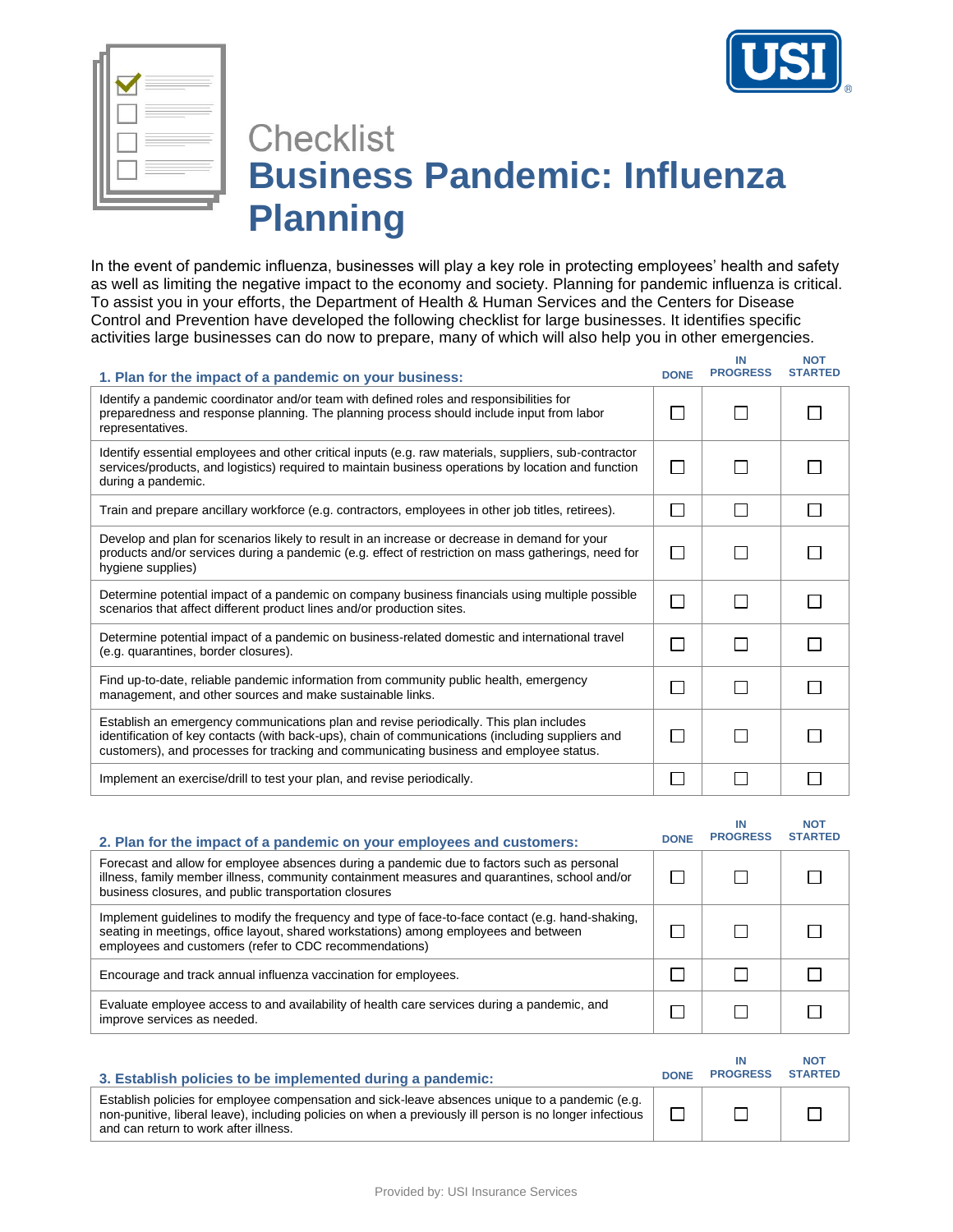Checklist

# Business Pandemic: Influenza Planning

In the event of pandemic influenza, businesses will play a key role in protecting employees' health and safety as well as limiting the negative impact to the economy and society. Planning for pandemic influenza is critical. To assist you in your efforts, the Department of Health & Human Services and the Centers for Disease Control and Prevention have developed the following checklist for large businesses. It identifies specific activities large businesses can do now to prepare, many of which will also help you in other emergencies.

| 1. Plan for the impact of a pandemic on your business: | DONE | IN PROGRESS | NOT STARTED |
|---|---|---|---|
| Identify a pandemic coordinator and/or team with defined roles and responsibilities for preparedness and response planning. The planning process should include input from labor representatives. | ☐ | ☐ | ☐ |
| Identify essential employees and other critical inputs (e.g. raw materials, suppliers, sub-contractor services/products, and logistics) required to maintain business operations by location and function during a pandemic. | ☐ | ☐ | ☐ |
| Train and prepare ancillary workforce (e.g. contractors, employees in other job titles, retirees). | ☐ | ☐ | ☐ |
| Develop and plan for scenarios likely to result in an increase or decrease in demand for your products and/or services during a pandemic (e.g. effect of restriction on mass gatherings, need for hygiene supplies) | ☐ | ☐ | ☐ |
| Determine potential impact of a pandemic on company business financials using multiple possible scenarios that affect different product lines and/or production sites. | ☐ | ☐ | ☐ |
| Determine potential impact of a pandemic on business-related domestic and international travel (e.g. quarantines, border closures). | ☐ | ☐ | ☐ |
| Find up-to-date, reliable pandemic information from community public health, emergency management, and other sources and make sustainable links. | ☐ | ☐ | ☐ |
| Establish an emergency communications plan and revise periodically. This plan includes identification of key contacts (with back-ups), chain of communications (including suppliers and customers), and processes for tracking and communicating business and employee status. | ☐ | ☐ | ☐ |
| Implement an exercise/drill to test your plan, and revise periodically. | ☐ | ☐ | ☐ |

| 2. Plan for the impact of a pandemic on your employees and customers: | DONE | IN PROGRESS | NOT STARTED |
|---|---|---|---|
| Forecast and allow for employee absences during a pandemic due to factors such as personal illness, family member illness, community containment measures and quarantines, school and/or business closures, and public transportation closures | ☐ | ☐ | ☐ |
| Implement guidelines to modify the frequency and type of face-to-face contact (e.g. hand-shaking, seating in meetings, office layout, shared workstations) among employees and between employees and customers (refer to CDC recommendations) | ☐ | ☐ | ☐ |
| Encourage and track annual influenza vaccination for employees. | ☐ | ☐ | ☐ |
| Evaluate employee access to and availability of health care services during a pandemic, and improve services as needed. | ☐ | ☐ | ☐ |

| 3. Establish policies to be implemented during a pandemic: | DONE | IN PROGRESS | NOT STARTED |
|---|---|---|---|
| Establish policies for employee compensation and sick-leave absences unique to a pandemic (e.g. non-punitive, liberal leave), including policies on when a previously ill person is no longer infectious and can return to work after illness. | ☐ | ☐ | ☐ |

Provided by: USI Insurance Services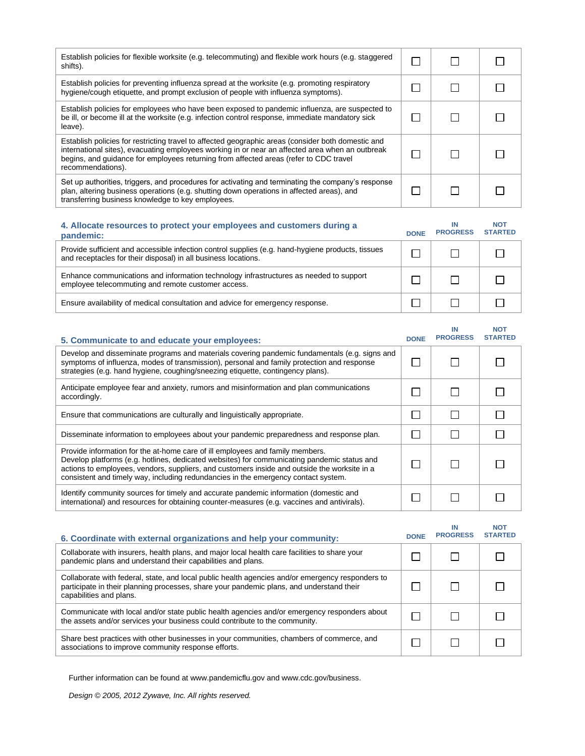| | | | |
|---|---|---|---|
| Establish policies for flexible worksite (e.g. telecommuting) and flexible work hours (e.g. staggered shifts). | ☐ | ☐ | ☐ |
| Establish policies for preventing influenza spread at the worksite (e.g. promoting respiratory hygiene/cough etiquette, and prompt exclusion of people with influenza symptoms). | ☐ | ☐ | ☐ |
| Establish policies for employees who have been exposed to pandemic influenza, are suspected to be ill, or become ill at the worksite (e.g. infection control response, immediate mandatory sick leave). | ☐ | ☐ | ☐ |
| Establish policies for restricting travel to affected geographic areas (consider both domestic and international sites), evacuating employees working in or near an affected area when an outbreak begins, and guidance for employees returning from affected areas (refer to CDC travel recommendations). | ☐ | ☐ | ☐ |
| Set up authorities, triggers, and procedures for activating and terminating the company's response plan, altering business operations (e.g. shutting down operations in affected areas), and transferring business knowledge to key employees. | ☐ | ☐ | ☐ |

| **4. Allocate resources to protect your employees and customers during a pandemic:** | DONE | IN PROGRESS | NOT STARTED |
|---|---|---|---|
| Provide sufficient and accessible infection control supplies (e.g. hand-hygiene products, tissues and receptacles for their disposal) in all business locations. | ☐ | ☐ | ☐ |
| Enhance communications and information technology infrastructures as needed to support employee telecommuting and remote customer access. | ☐ | ☐ | ☐ |
| Ensure availability of medical consultation and advice for emergency response. | ☐ | ☐ | ☐ |

| **5. Communicate to and educate your employees:** | DONE | IN PROGRESS | NOT STARTED |
|---|---|---|---|
| Develop and disseminate programs and materials covering pandemic fundamentals (e.g. signs and symptoms of influenza, modes of transmission), personal and family protection and response strategies (e.g. hand hygiene, coughing/sneezing etiquette, contingency plans). | ☐ | ☐ | ☐ |
| Anticipate employee fear and anxiety, rumors and misinformation and plan communications accordingly. | ☐ | ☐ | ☐ |
| Ensure that communications are culturally and linguistically appropriate. | ☐ | ☐ | ☐ |
| Disseminate information to employees about your pandemic preparedness and response plan. | ☐ | ☐ | ☐ |
| Provide information for the at-home care of ill employees and family members. Develop platforms (e.g. hotlines, dedicated websites) for communicating pandemic status and actions to employees, vendors, suppliers, and customers inside and outside the worksite in a consistent and timely way, including redundancies in the emergency contact system. | ☐ | ☐ | ☐ |
| Identify community sources for timely and accurate pandemic information (domestic and international) and resources for obtaining counter-measures (e.g. vaccines and antivirals). | ☐ | ☐ | ☐ |

| **6. Coordinate with external organizations and help your community:** | DONE | IN PROGRESS | NOT STARTED |
|---|---|---|---|
| Collaborate with insurers, health plans, and major local health care facilities to share your pandemic plans and understand their capabilities and plans. | ☐ | ☐ | ☐ |
| Collaborate with federal, state, and local public health agencies and/or emergency responders to participate in their planning processes, share your pandemic plans, and understand their capabilities and plans. | ☐ | ☐ | ☐ |
| Communicate with local and/or state public health agencies and/or emergency responders about the assets and/or services your business could contribute to the community. | ☐ | ☐ | ☐ |
| Share best practices with other businesses in your communities, chambers of commerce, and associations to improve community response efforts. | ☐ | ☐ | ☐ |

Further information can be found at www.pandemicflu.gov and www.cdc.gov/business.

*Design © 2005, 2012 Zywave, Inc. All rights reserved.*